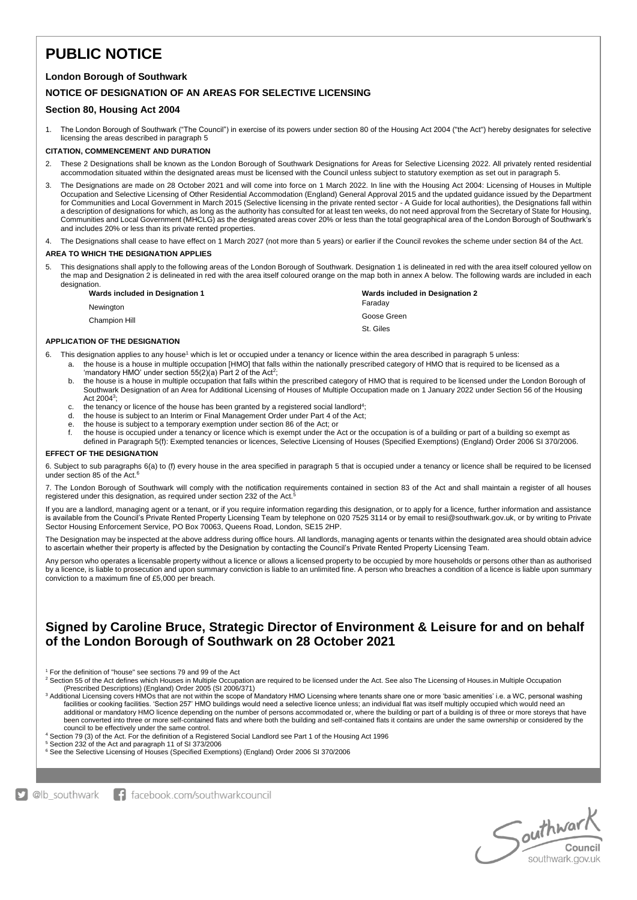# PUBLIC NOTICE

**London Borough of Southwark**

**NOTICE OF DESIGNATION OF AN AREAS FOR SELECTIVE LICENSING**

**Section 80, Housing Act 2004**

1. The London Borough of Southwark ("The Council") in exercise of its powers under section 80 of the Housing Act 2004 ("the Act") hereby designates for selective licensing the areas described in paragraph 5

**CITATION, COMMENCEMENT AND DURATION**

2. These 2 Designations shall be known as the London Borough of Southwark Designations for Areas for Selective Licensing 2022. All privately rented residential accommodation situated within the designated areas must be licensed with the Council unless subject to statutory exemption as set out in paragraph 5.

3. The Designations are made on 28 October 2021 and will come into force on 1 March 2022. In line with the Housing Act 2004: Licensing of Houses in Multiple Occupation and Selective Licensing of Other Residential Accommodation (England) General Approval 2015 and the updated guidance issued by the Department for Communities and Local Government in March 2015 (Selective licensing in the private rented sector - A Guide for local authorities), the Designations fall within a description of designations for which, as long as the authority has consulted for at least ten weeks, do not need approval from the Secretary of State for Housing, Communities and Local Government (MHCLG) as the designated areas cover 20% or less than the total geographical area of the London Borough of Southwark's and includes 20% or less than its private rented properties.

4. The Designations shall cease to have effect on 1 March 2027 (not more than 5 years) or earlier if the Council revokes the scheme under section 84 of the Act.

**AREA TO WHICH THE DESIGNATION APPLIES**

5. This designations shall apply to the following areas of the London Borough of Southwark. Designation 1 is delineated in red with the area itself coloured yellow on the map and Designation 2 is delineated in red with the area itself coloured orange on the map both in annex A below. The following wards are included in each designation.

| Wards included in Designation 1 | Wards included in Designation 2 |
|---|---|
| Newington | Faraday |
| Champion Hill | Goose Green |
| | St. Giles |

**APPLICATION OF THE DESIGNATION**

6. This designation applies to any house[1] which is let or occupied under a tenancy or licence within the area described in paragraph 5 unless:
   a. the house is a house in multiple occupation [HMO] that falls within the nationally prescribed category of HMO that is required to be licensed as a 'mandatory HMO' under section 55(2)(a) Part 2 of the Act[2];
   b. the house is a house in multiple occupation that falls within the prescribed category of HMO that is required to be licensed under the London Borough of Southwark Designation of an Area for Additional Licensing of Houses of Multiple Occupation made on 1 January 2022 under Section 56 of the Housing Act 2004[3];
   c. the tenancy or licence of the house has been granted by a registered social landlord[4];
   d. the house is subject to an Interim or Final Management Order under Part 4 of the Act;
   e. the house is subject to a temporary exemption under section 86 of the Act; or
   f. the house is occupied under a tenancy or licence which is exempt under the Act or the occupation is of a building or part of a building so exempt as defined in Paragraph 5(f): Exempted tenancies or licences, Selective Licensing of Houses (Specified Exemptions) (England) Order 2006 SI 370/2006.

**EFFECT OF THE DESIGNATION**

6. Subject to sub paragraphs 6(a) to (f) every house in the area specified in paragraph 5 that is occupied under a tenancy or licence shall be required to be licensed under section 85 of the Act.[6]

7. The London Borough of Southwark will comply with the notification requirements contained in section 83 of the Act and shall maintain a register of all houses registered under this designation, as required under section 232 of the Act.[5]

If you are a landlord, managing agent or a tenant, or if you require information regarding this designation, or to apply for a licence, further information and assistance is available from the Council's Private Rented Property Licensing Team by telephone on 020 7525 3114 or by email to resi@southwark.gov.uk, or by writing to Private Sector Housing Enforcement Service, PO Box 70063, Queens Road, London, SE15 2HP.

The Designation may be inspected at the above address during office hours. All landlords, managing agents or tenants within the designated area should obtain advice to ascertain whether their property is affected by the Designation by contacting the Council's Private Rented Property Licensing Team.

Any person who operates a licensable property without a licence or allows a licensed property to be occupied by more households or persons other than as authorised by a licence, is liable to prosecution and upon summary conviction is liable to an unlimited fine. A person who breaches a condition of a licence is liable upon summary conviction to a maximum fine of £5,000 per breach.

## Signed by Caroline Bruce, Strategic Director of Environment & Leisure for and on behalf of the London Borough of Southwark on 28 October 2021

[1] For the definition of "house" see sections 79 and 99 of the Act

[2] Section 55 of the Act defines which Houses in Multiple Occupation are required to be licensed under the Act. See also The Licensing of Houses.in Multiple Occupation (Prescribed Descriptions) (England) Order 2005 (SI 2006/371)

[3] Additional Licensing covers HMOs that are not within the scope of Mandatory HMO Licensing where tenants share one or more 'basic amenities' i.e. a WC, personal washing facilities or cooking facilities. 'Section 257' HMO buildings would need a selective licence unless; an individual flat was itself multiply occupied which would need an additional or mandatory HMO licence depending on the number of persons accommodated or, where the building or part of a building is of three or more storeys that have been converted into three or more self-contained flats and where both the building and self-contained flats it contains are under the same ownership or considered by the council to be effectively under the same control.

[4] Section 79 (3) of the Act. For the definition of a Registered Social Landlord see Part 1 of the Housing Act 1996

[5] Section 232 of the Act and paragraph 11 of SI 373/2006

[6] See the Selective Licensing of Houses (Specified Exemptions) (England) Order 2006 SI 370/2006

@lb_southwark facebook.com/southwarkcouncil

Southwark Council southwark.gov.uk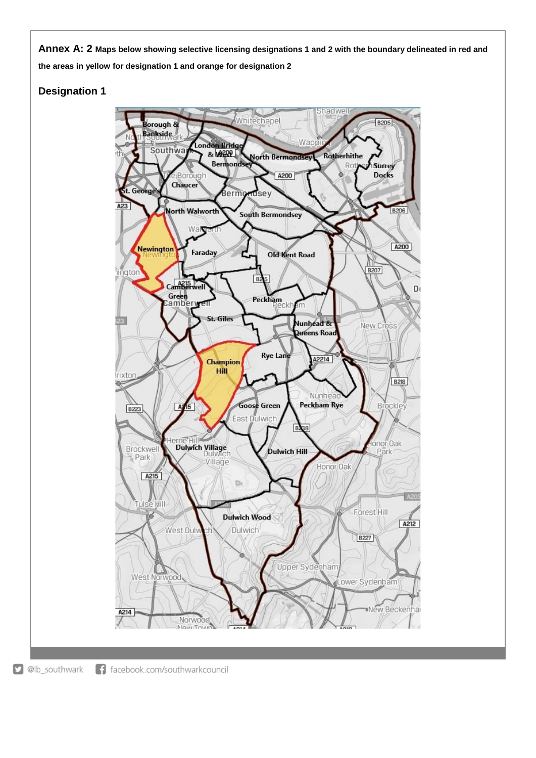**Annex A: 2 Maps below showing selective licensing designations 1 and 2 with the boundary delineated in red and the areas in yellow for designation 1 and orange for designation 2**

## Designation 1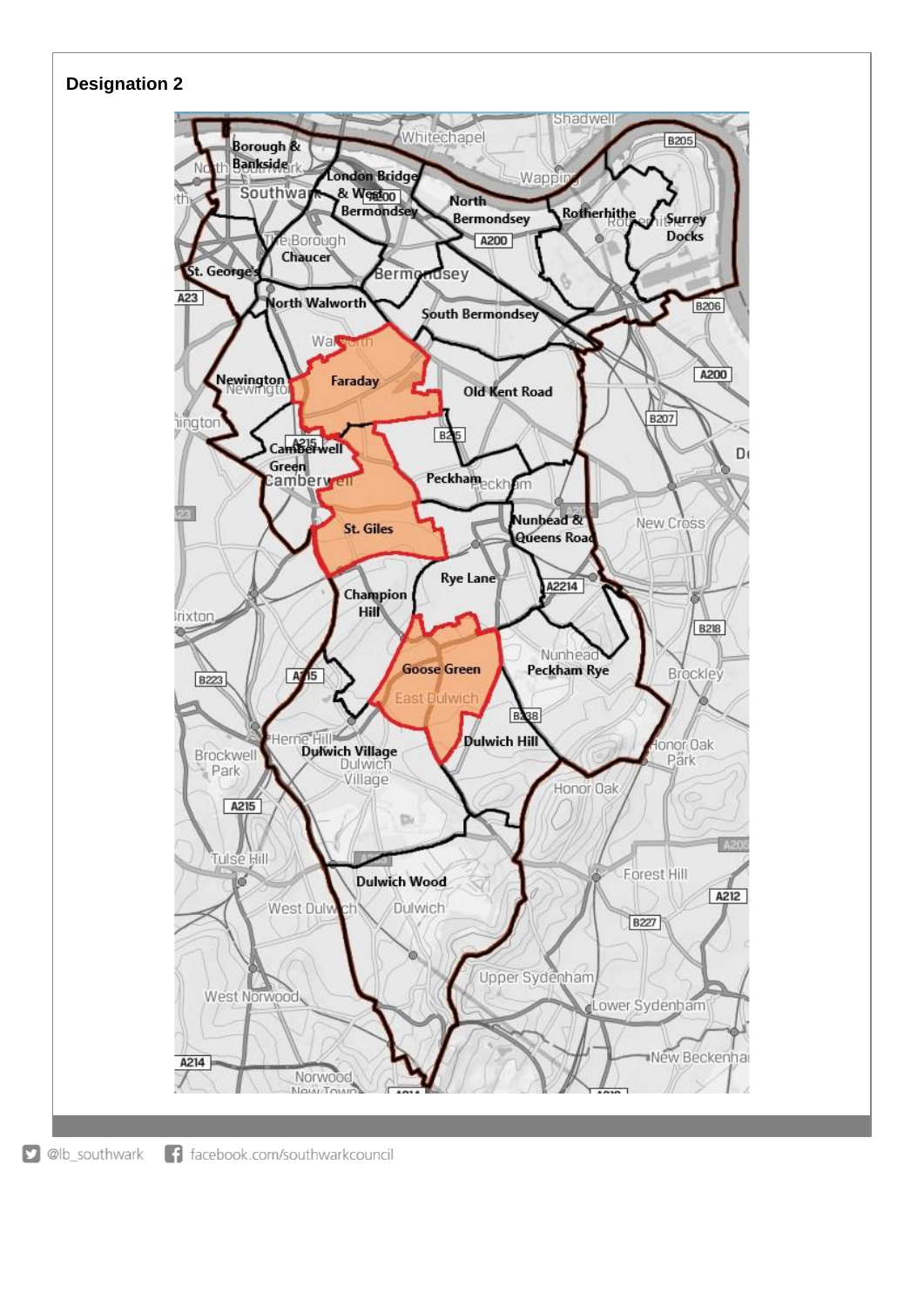**Designation 2**

Borough & Bankside
London Bridge & West Bermondsey
North Bermondsey
Rotherhithe
Surrey Docks
Chaucer
St. George's
North Walworth
South Bermondsey
Newington
Faraday
Old Kent Road
Camberwell Green
Peckham
St. Giles
Nunhead & Queens Road
Rye Lane
Champion Hill
Goose Green
Peckham Rye
Dulwich Hill
Dulwich Village
Dulwich Wood

Shadwell
Whitechapel
Wapping
Southwark
The Borough
Bermondsey
Walworth
Camberwell
Brixton
Nunhead
Brockley
New Cross
East Dulwich
Herne Hill
Brockwell Park
Honor Oak Park
Honor Oak
Tulse Hill
Forest Hill
West Dulwich
Dulwich
Upper Sydenham
Lower Sydenham
West Norwood
New Beckenham
Norwood New Town

B205
A200
B206
A23
A200
B207
B205
A215
A202
A2214
B218
A215
B223
B238
A215
A205
A212
B227
A214

@lb_southwark   facebook.com/southwarkcouncil